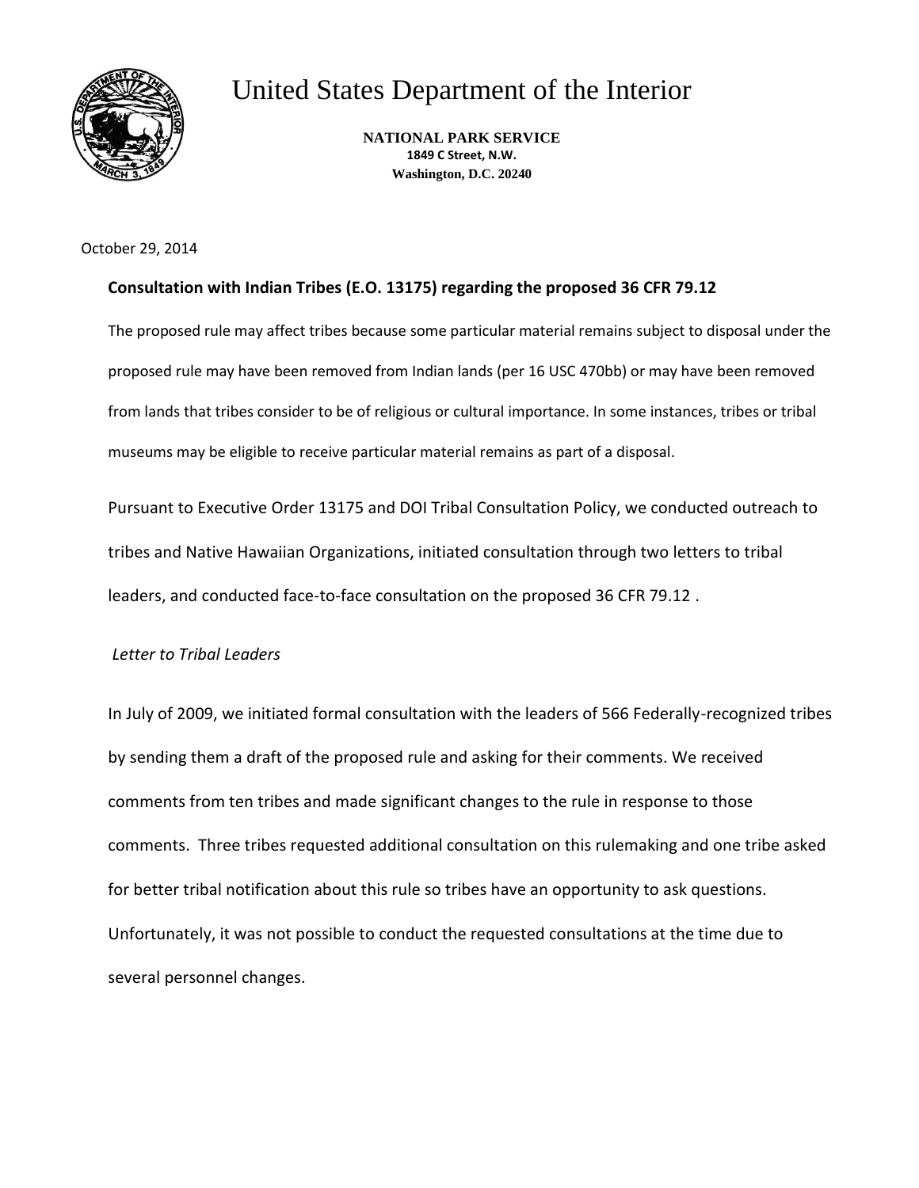# United States Department of the Interior

**NATIONAL PARK SERVICE**
**1849 C Street, N.W.**
**Washington, D.C. 20240**

October 29, 2014

**Consultation with Indian Tribes (E.O. 13175) regarding the proposed 36 CFR 79.12**

The proposed rule may affect tribes because some particular material remains subject to disposal under the proposed rule may have been removed from Indian lands (per 16 USC 470bb) or may have been removed from lands that tribes consider to be of religious or cultural importance. In some instances, tribes or tribal museums may be eligible to receive particular material remains as part of a disposal.

Pursuant to Executive Order 13175 and DOI Tribal Consultation Policy, we conducted outreach to tribes and Native Hawaiian Organizations, initiated consultation through two letters to tribal leaders, and conducted face-to-face consultation on the proposed 36 CFR 79.12 .

*Letter to Tribal Leaders*

In July of 2009, we initiated formal consultation with the leaders of 566 Federally-recognized tribes by sending them a draft of the proposed rule and asking for their comments. We received comments from ten tribes and made significant changes to the rule in response to those comments. Three tribes requested additional consultation on this rulemaking and one tribe asked for better tribal notification about this rule so tribes have an opportunity to ask questions. Unfortunately, it was not possible to conduct the requested consultations at the time due to several personnel changes.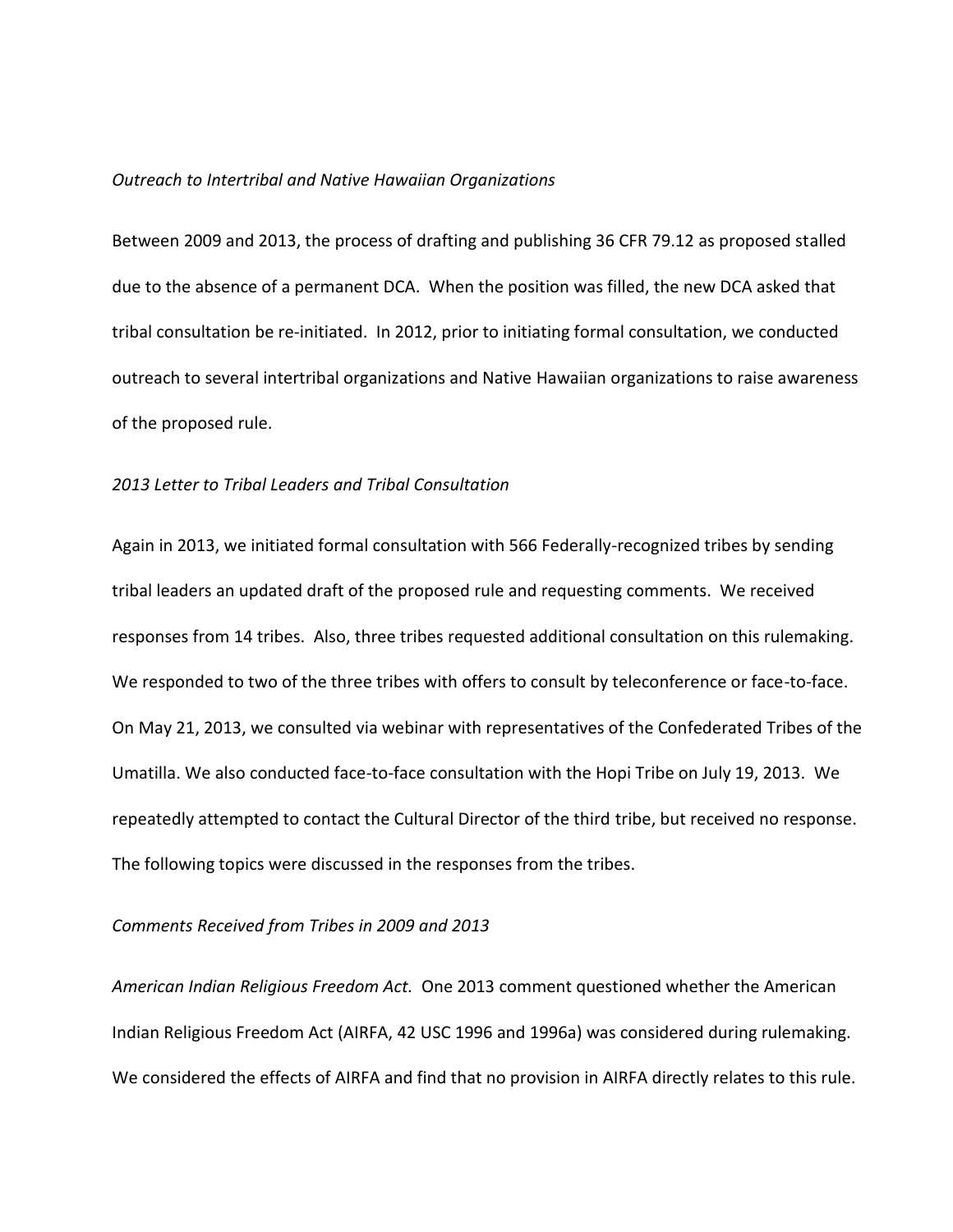*Outreach to Intertribal and Native Hawaiian Organizations*

Between 2009 and 2013, the process of drafting and publishing 36 CFR 79.12 as proposed stalled due to the absence of a permanent DCA. When the position was filled, the new DCA asked that tribal consultation be re-initiated. In 2012, prior to initiating formal consultation, we conducted outreach to several intertribal organizations and Native Hawaiian organizations to raise awareness of the proposed rule.

*2013 Letter to Tribal Leaders and Tribal Consultation*

Again in 2013, we initiated formal consultation with 566 Federally-recognized tribes by sending tribal leaders an updated draft of the proposed rule and requesting comments. We received responses from 14 tribes. Also, three tribes requested additional consultation on this rulemaking. We responded to two of the three tribes with offers to consult by teleconference or face-to-face. On May 21, 2013, we consulted via webinar with representatives of the Confederated Tribes of the Umatilla. We also conducted face-to-face consultation with the Hopi Tribe on July 19, 2013. We repeatedly attempted to contact the Cultural Director of the third tribe, but received no response. The following topics were discussed in the responses from the tribes.

*Comments Received from Tribes in 2009 and 2013*

*American Indian Religious Freedom Act.* One 2013 comment questioned whether the American Indian Religious Freedom Act (AIRFA, 42 USC 1996 and 1996a) was considered during rulemaking. We considered the effects of AIRFA and find that no provision in AIRFA directly relates to this rule.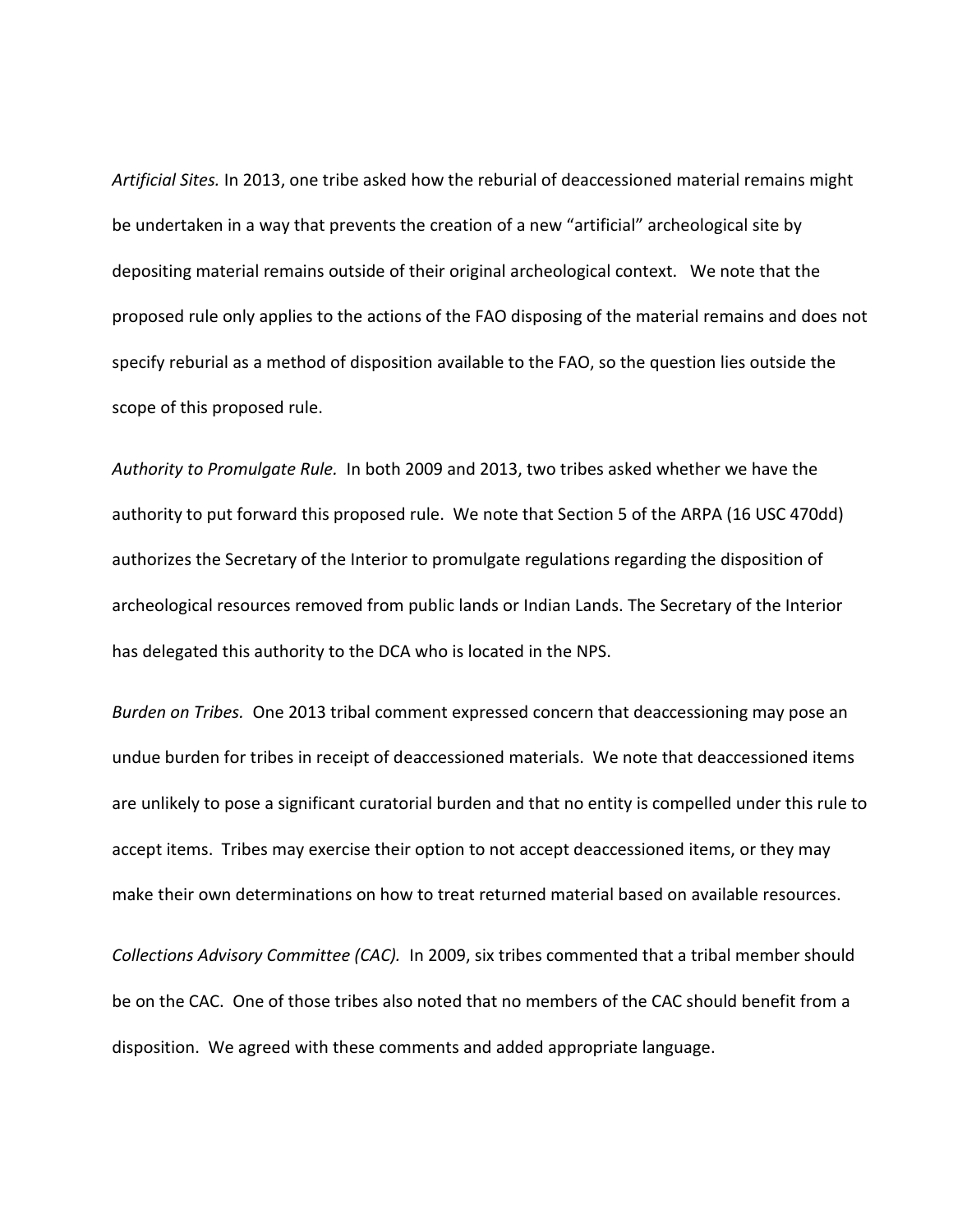*Artificial Sites.* In 2013, one tribe asked how the reburial of deaccessioned material remains might be undertaken in a way that prevents the creation of a new "artificial" archeological site by depositing material remains outside of their original archeological context. We note that the proposed rule only applies to the actions of the FAO disposing of the material remains and does not specify reburial as a method of disposition available to the FAO, so the question lies outside the scope of this proposed rule.

*Authority to Promulgate Rule.* In both 2009 and 2013, two tribes asked whether we have the authority to put forward this proposed rule. We note that Section 5 of the ARPA (16 USC 470dd) authorizes the Secretary of the Interior to promulgate regulations regarding the disposition of archeological resources removed from public lands or Indian Lands. The Secretary of the Interior has delegated this authority to the DCA who is located in the NPS.

*Burden on Tribes.* One 2013 tribal comment expressed concern that deaccessioning may pose an undue burden for tribes in receipt of deaccessioned materials. We note that deaccessioned items are unlikely to pose a significant curatorial burden and that no entity is compelled under this rule to accept items. Tribes may exercise their option to not accept deaccessioned items, or they may make their own determinations on how to treat returned material based on available resources.

*Collections Advisory Committee (CAC).* In 2009, six tribes commented that a tribal member should be on the CAC. One of those tribes also noted that no members of the CAC should benefit from a disposition. We agreed with these comments and added appropriate language.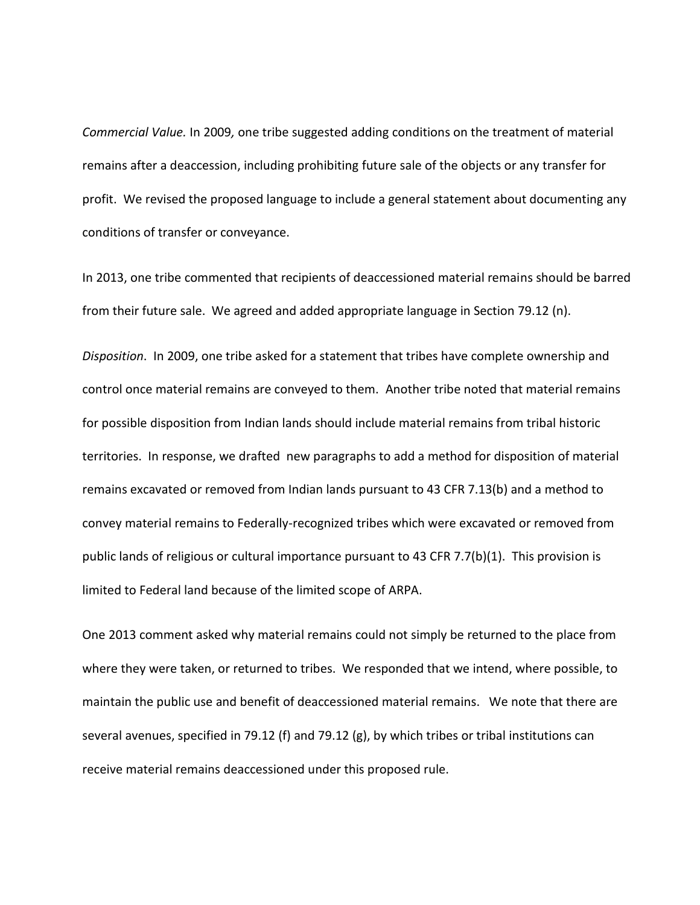*Commercial Value.* In 2009*,* one tribe suggested adding conditions on the treatment of material remains after a deaccession, including prohibiting future sale of the objects or any transfer for profit. We revised the proposed language to include a general statement about documenting any conditions of transfer or conveyance.

In 2013, one tribe commented that recipients of deaccessioned material remains should be barred from their future sale. We agreed and added appropriate language in Section 79.12 (n).

*Disposition*. In 2009, one tribe asked for a statement that tribes have complete ownership and control once material remains are conveyed to them. Another tribe noted that material remains for possible disposition from Indian lands should include material remains from tribal historic territories. In response, we drafted new paragraphs to add a method for disposition of material remains excavated or removed from Indian lands pursuant to 43 CFR 7.13(b) and a method to convey material remains to Federally-recognized tribes which were excavated or removed from public lands of religious or cultural importance pursuant to 43 CFR 7.7(b)(1). This provision is limited to Federal land because of the limited scope of ARPA.

One 2013 comment asked why material remains could not simply be returned to the place from where they were taken, or returned to tribes. We responded that we intend, where possible, to maintain the public use and benefit of deaccessioned material remains. We note that there are several avenues, specified in 79.12 (f) and 79.12 (g), by which tribes or tribal institutions can receive material remains deaccessioned under this proposed rule.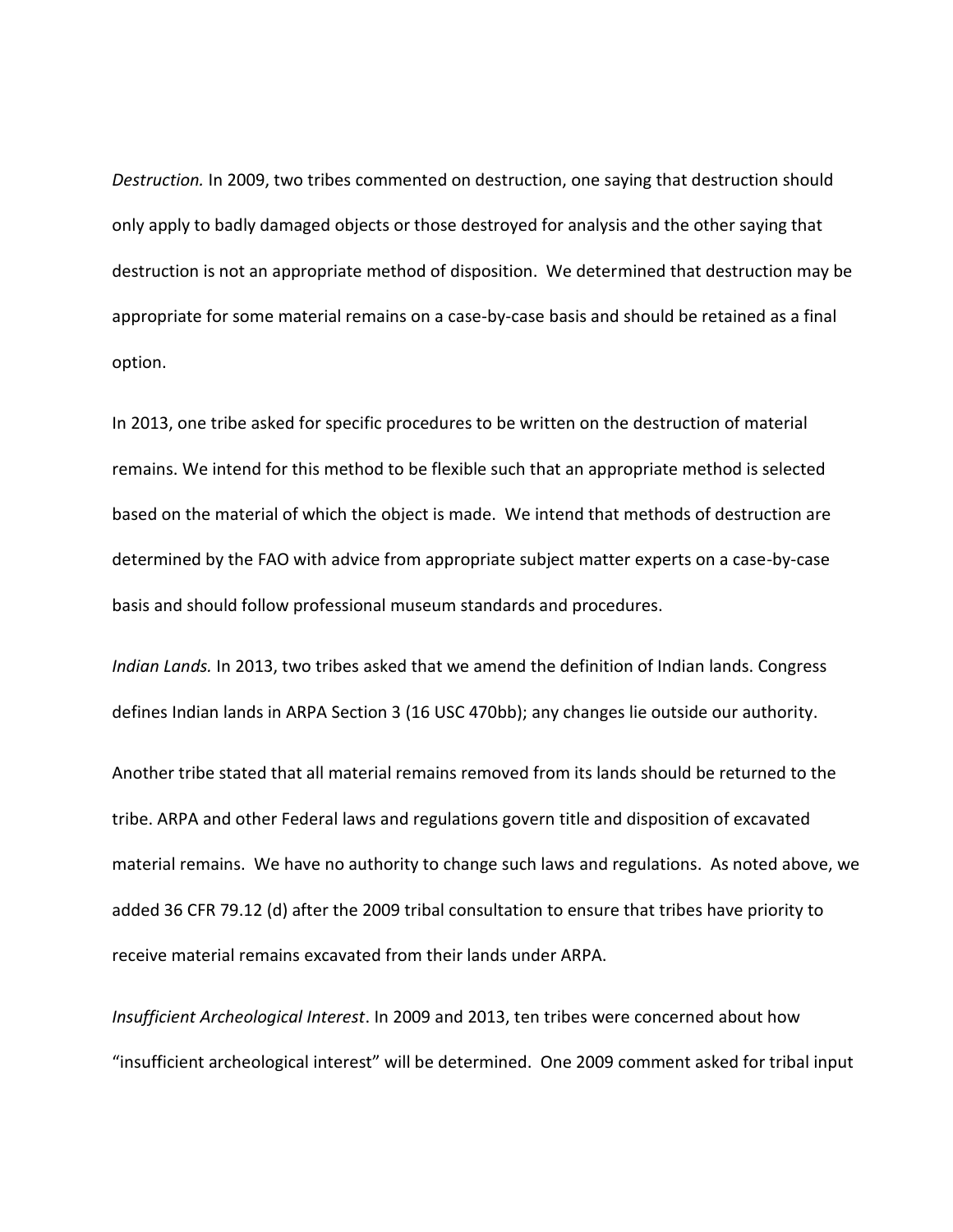*Destruction.* In 2009, two tribes commented on destruction, one saying that destruction should only apply to badly damaged objects or those destroyed for analysis and the other saying that destruction is not an appropriate method of disposition. We determined that destruction may be appropriate for some material remains on a case-by-case basis and should be retained as a final option.

In 2013, one tribe asked for specific procedures to be written on the destruction of material remains. We intend for this method to be flexible such that an appropriate method is selected based on the material of which the object is made. We intend that methods of destruction are determined by the FAO with advice from appropriate subject matter experts on a case-by-case basis and should follow professional museum standards and procedures.

*Indian Lands.* In 2013, two tribes asked that we amend the definition of Indian lands. Congress defines Indian lands in ARPA Section 3 (16 USC 470bb); any changes lie outside our authority.

Another tribe stated that all material remains removed from its lands should be returned to the tribe. ARPA and other Federal laws and regulations govern title and disposition of excavated material remains. We have no authority to change such laws and regulations. As noted above, we added 36 CFR 79.12 (d) after the 2009 tribal consultation to ensure that tribes have priority to receive material remains excavated from their lands under ARPA.

*Insufficient Archeological Interest*. In 2009 and 2013, ten tribes were concerned about how "insufficient archeological interest" will be determined. One 2009 comment asked for tribal input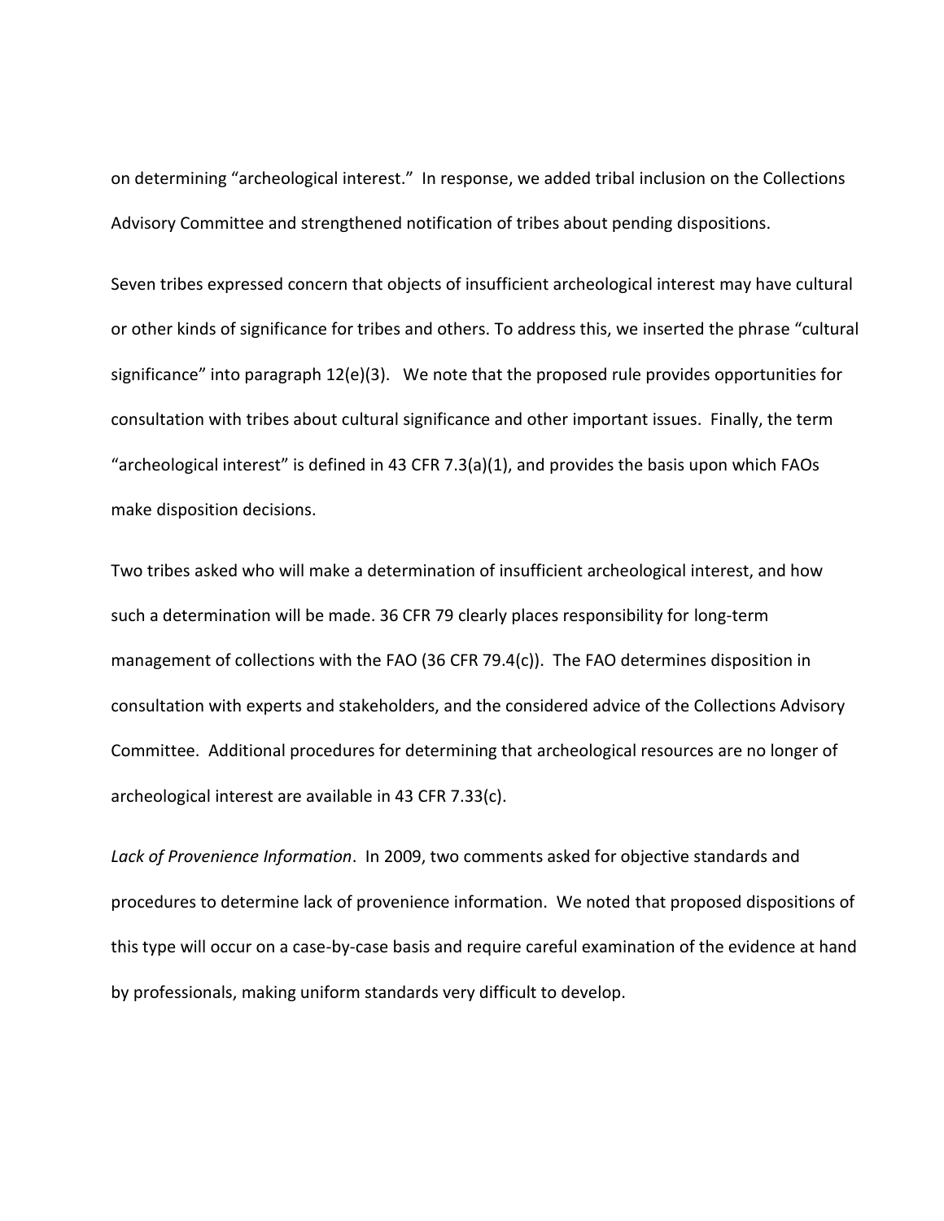on determining "archeological interest." In response, we added tribal inclusion on the Collections Advisory Committee and strengthened notification of tribes about pending dispositions.

Seven tribes expressed concern that objects of insufficient archeological interest may have cultural or other kinds of significance for tribes and others. To address this, we inserted the phrase "cultural significance" into paragraph 12(e)(3). We note that the proposed rule provides opportunities for consultation with tribes about cultural significance and other important issues. Finally, the term "archeological interest" is defined in 43 CFR 7.3(a)(1), and provides the basis upon which FAOs make disposition decisions.

Two tribes asked who will make a determination of insufficient archeological interest, and how such a determination will be made. 36 CFR 79 clearly places responsibility for long-term management of collections with the FAO (36 CFR 79.4(c)). The FAO determines disposition in consultation with experts and stakeholders, and the considered advice of the Collections Advisory Committee. Additional procedures for determining that archeological resources are no longer of archeological interest are available in 43 CFR 7.33(c).

*Lack of Provenience Information*. In 2009, two comments asked for objective standards and procedures to determine lack of provenience information. We noted that proposed dispositions of this type will occur on a case-by-case basis and require careful examination of the evidence at hand by professionals, making uniform standards very difficult to develop.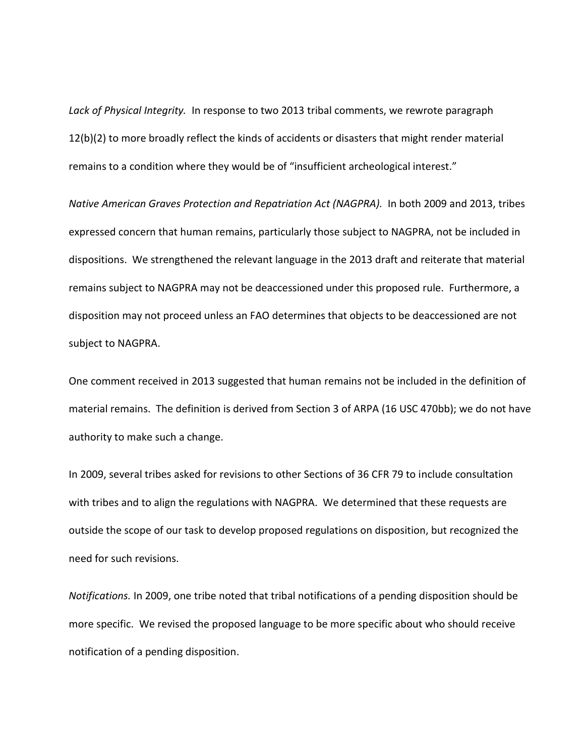*Lack of Physical Integrity.* In response to two 2013 tribal comments, we rewrote paragraph 12(b)(2) to more broadly reflect the kinds of accidents or disasters that might render material remains to a condition where they would be of "insufficient archeological interest."

*Native American Graves Protection and Repatriation Act (NAGPRA).* In both 2009 and 2013, tribes expressed concern that human remains, particularly those subject to NAGPRA, not be included in dispositions. We strengthened the relevant language in the 2013 draft and reiterate that material remains subject to NAGPRA may not be deaccessioned under this proposed rule. Furthermore, a disposition may not proceed unless an FAO determines that objects to be deaccessioned are not subject to NAGPRA.

One comment received in 2013 suggested that human remains not be included in the definition of material remains. The definition is derived from Section 3 of ARPA (16 USC 470bb); we do not have authority to make such a change.

In 2009, several tribes asked for revisions to other Sections of 36 CFR 79 to include consultation with tribes and to align the regulations with NAGPRA. We determined that these requests are outside the scope of our task to develop proposed regulations on disposition, but recognized the need for such revisions.

*Notifications.* In 2009, one tribe noted that tribal notifications of a pending disposition should be more specific. We revised the proposed language to be more specific about who should receive notification of a pending disposition.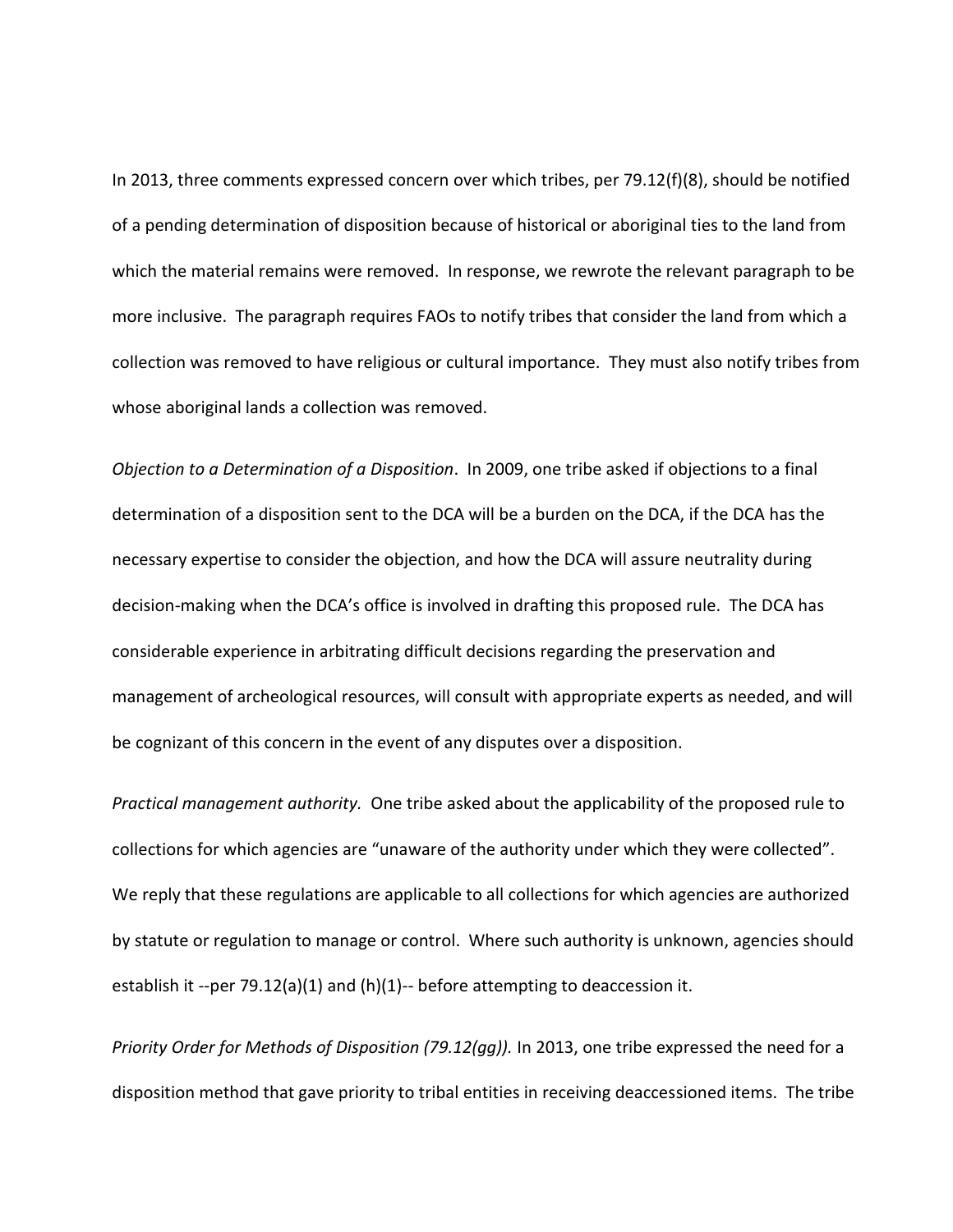In 2013, three comments expressed concern over which tribes, per 79.12(f)(8), should be notified of a pending determination of disposition because of historical or aboriginal ties to the land from which the material remains were removed. In response, we rewrote the relevant paragraph to be more inclusive. The paragraph requires FAOs to notify tribes that consider the land from which a collection was removed to have religious or cultural importance. They must also notify tribes from whose aboriginal lands a collection was removed.

*Objection to a Determination of a Disposition*. In 2009, one tribe asked if objections to a final determination of a disposition sent to the DCA will be a burden on the DCA, if the DCA has the necessary expertise to consider the objection, and how the DCA will assure neutrality during decision-making when the DCA's office is involved in drafting this proposed rule. The DCA has considerable experience in arbitrating difficult decisions regarding the preservation and management of archeological resources, will consult with appropriate experts as needed, and will be cognizant of this concern in the event of any disputes over a disposition.

*Practical management authority.* One tribe asked about the applicability of the proposed rule to collections for which agencies are "unaware of the authority under which they were collected". We reply that these regulations are applicable to all collections for which agencies are authorized by statute or regulation to manage or control. Where such authority is unknown, agencies should establish it --per 79.12(a)(1) and (h)(1)-- before attempting to deaccession it.

*Priority Order for Methods of Disposition (79.12(gg)).* In 2013, one tribe expressed the need for a disposition method that gave priority to tribal entities in receiving deaccessioned items. The tribe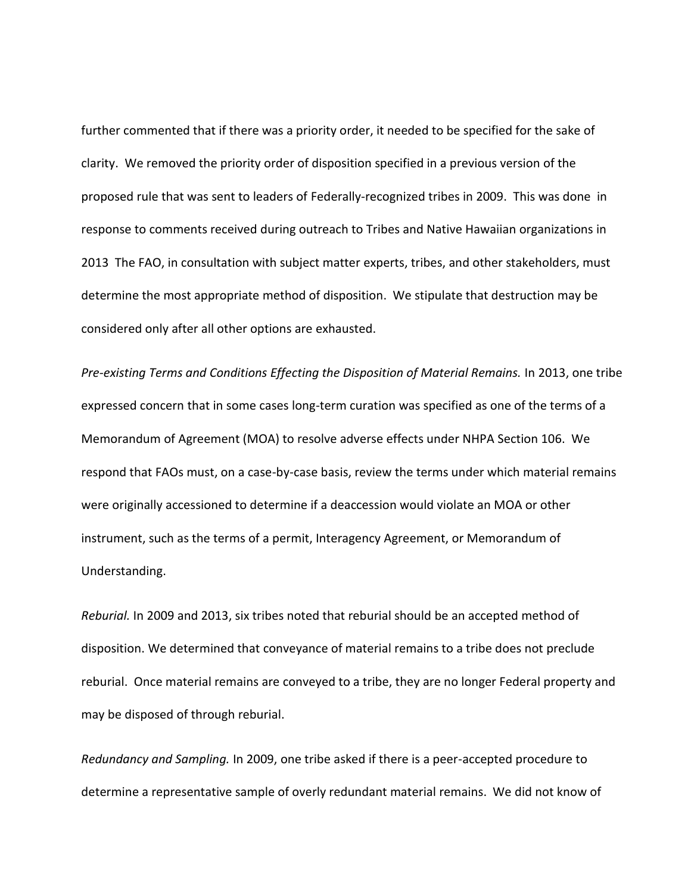further commented that if there was a priority order, it needed to be specified for the sake of clarity. We removed the priority order of disposition specified in a previous version of the proposed rule that was sent to leaders of Federally-recognized tribes in 2009. This was done in response to comments received during outreach to Tribes and Native Hawaiian organizations in 2013 The FAO, in consultation with subject matter experts, tribes, and other stakeholders, must determine the most appropriate method of disposition. We stipulate that destruction may be considered only after all other options are exhausted.

*Pre-existing Terms and Conditions Effecting the Disposition of Material Remains.* In 2013, one tribe expressed concern that in some cases long-term curation was specified as one of the terms of a Memorandum of Agreement (MOA) to resolve adverse effects under NHPA Section 106. We respond that FAOs must, on a case-by-case basis, review the terms under which material remains were originally accessioned to determine if a deaccession would violate an MOA or other instrument, such as the terms of a permit, Interagency Agreement, or Memorandum of Understanding.

*Reburial.* In 2009 and 2013, six tribes noted that reburial should be an accepted method of disposition. We determined that conveyance of material remains to a tribe does not preclude reburial. Once material remains are conveyed to a tribe, they are no longer Federal property and may be disposed of through reburial.

*Redundancy and Sampling.* In 2009, one tribe asked if there is a peer-accepted procedure to determine a representative sample of overly redundant material remains. We did not know of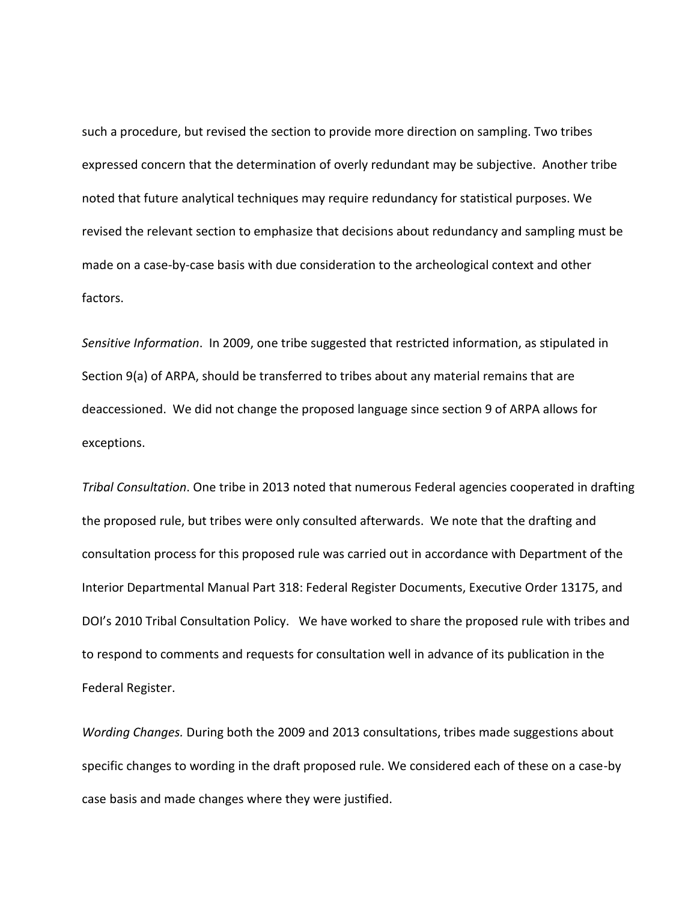such a procedure, but revised the section to provide more direction on sampling. Two tribes expressed concern that the determination of overly redundant may be subjective. Another tribe noted that future analytical techniques may require redundancy for statistical purposes. We revised the relevant section to emphasize that decisions about redundancy and sampling must be made on a case-by-case basis with due consideration to the archeological context and other factors.

*Sensitive Information*. In 2009, one tribe suggested that restricted information, as stipulated in Section 9(a) of ARPA, should be transferred to tribes about any material remains that are deaccessioned. We did not change the proposed language since section 9 of ARPA allows for exceptions.

*Tribal Consultation*. One tribe in 2013 noted that numerous Federal agencies cooperated in drafting the proposed rule, but tribes were only consulted afterwards. We note that the drafting and consultation process for this proposed rule was carried out in accordance with Department of the Interior Departmental Manual Part 318: Federal Register Documents, Executive Order 13175, and DOI's 2010 Tribal Consultation Policy. We have worked to share the proposed rule with tribes and to respond to comments and requests for consultation well in advance of its publication in the Federal Register.

*Wording Changes.* During both the 2009 and 2013 consultations, tribes made suggestions about specific changes to wording in the draft proposed rule. We considered each of these on a case-by case basis and made changes where they were justified.